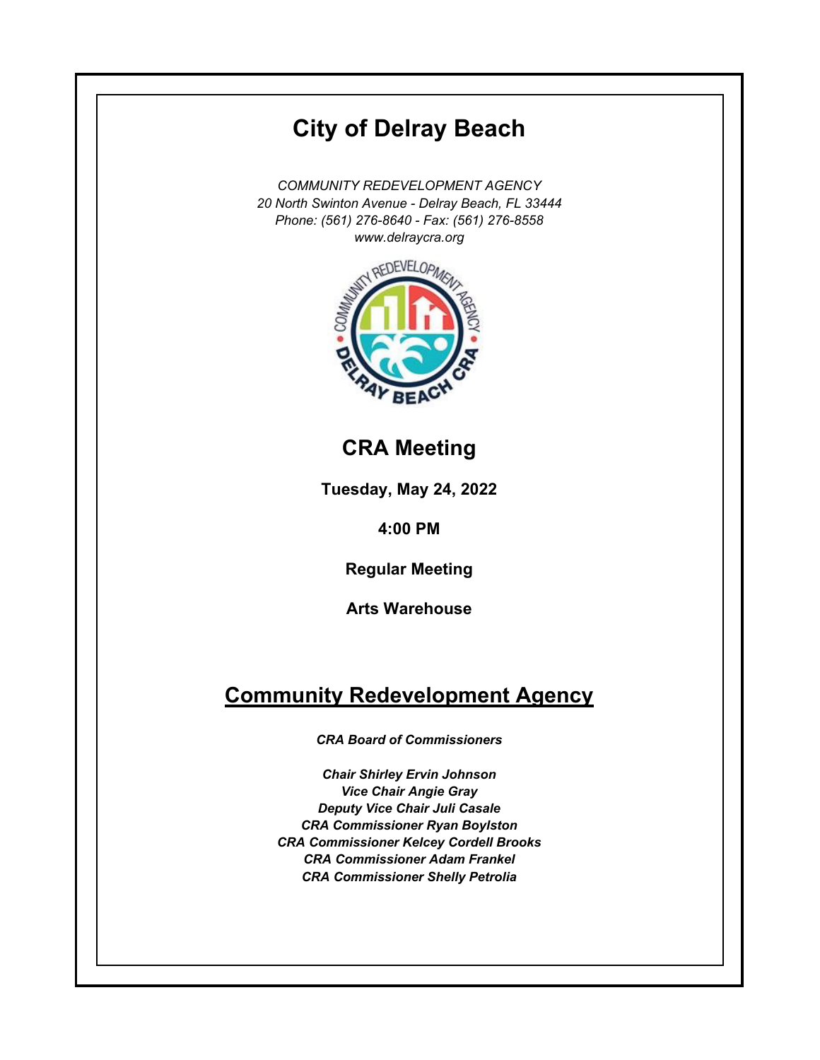# City of Delray Beach

*COMMUNITY REDEVELOPMENT AGENCY*
*20 North Swinton Avenue - Delray Beach, FL 33444*
*Phone: (561) 276-8640 - Fax: (561) 276-8558*
*www.delraycra.org*

## CRA Meeting

**Tuesday, May 24, 2022**

**4:00 PM**

**Regular Meeting**

**Arts Warehouse**

## Community Redevelopment Agency

***CRA Board of Commissioners***

***Chair Shirley Ervin Johnson***
***Vice Chair Angie Gray***
***Deputy Vice Chair Juli Casale***
***CRA Commissioner Ryan Boylston***
***CRA Commissioner Kelcey Cordell Brooks***
***CRA Commissioner Adam Frankel***
***CRA Commissioner Shelly Petrolia***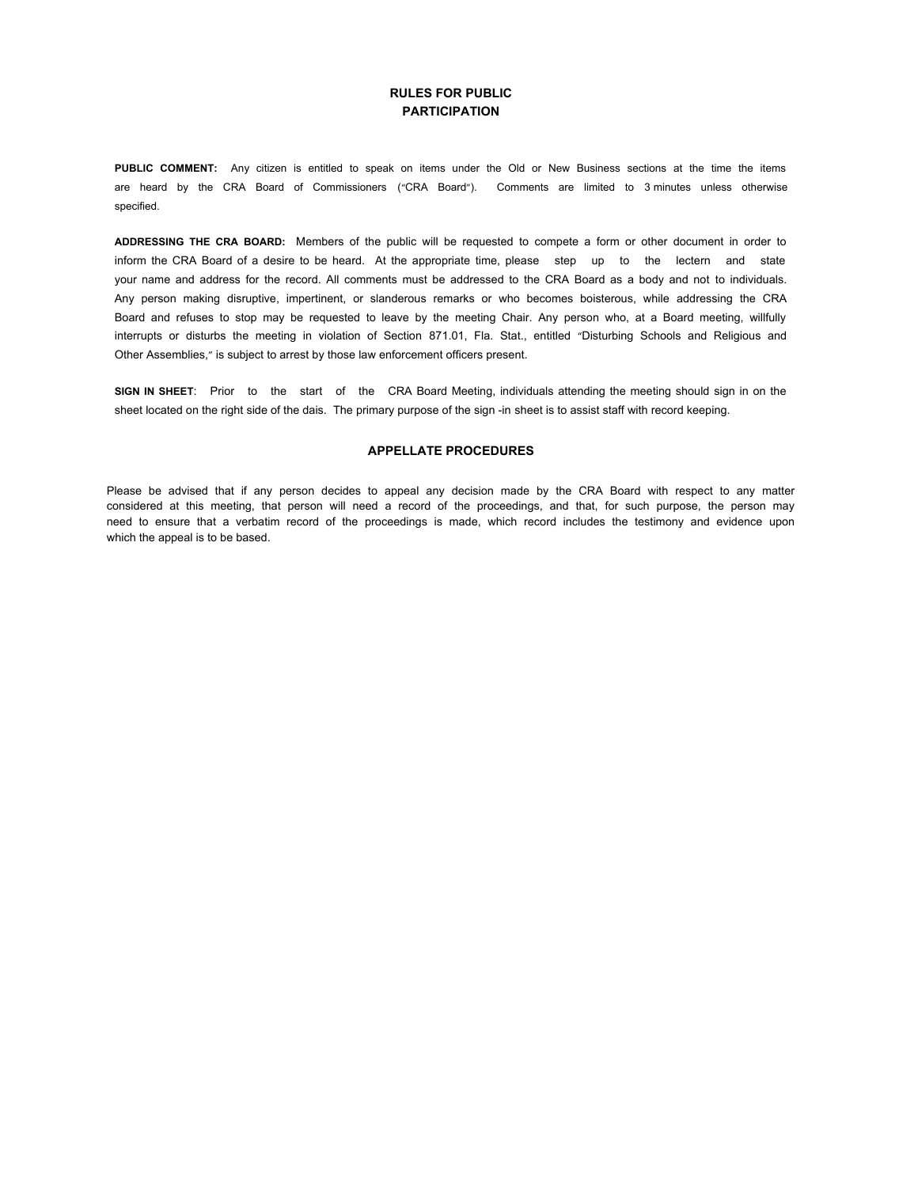## RULES FOR PUBLIC PARTICIPATION

**PUBLIC COMMENT:** Any citizen is entitled to speak on items under the Old or New Business sections at the time the items are heard by the CRA Board of Commissioners ("CRA Board"). Comments are limited to 3 minutes unless otherwise specified.

**ADDRESSING THE CRA BOARD:** Members of the public will be requested to compete a form or other document in order to inform the CRA Board of a desire to be heard. At the appropriate time, please step up to the lectern and state your name and address for the record. All comments must be addressed to the CRA Board as a body and not to individuals. Any person making disruptive, impertinent, or slanderous remarks or who becomes boisterous, while addressing the CRA Board and refuses to stop may be requested to leave by the meeting Chair. Any person who, at a Board meeting, willfully interrupts or disturbs the meeting in violation of Section 871.01, Fla. Stat., entitled "Disturbing Schools and Religious and Other Assemblies," is subject to arrest by those law enforcement officers present.

**SIGN IN SHEET**: Prior to the start of the CRA Board Meeting, individuals attending the meeting should sign in on the sheet located on the right side of the dais. The primary purpose of the sign -in sheet is to assist staff with record keeping.

## APPELLATE PROCEDURES

Please be advised that if any person decides to appeal any decision made by the CRA Board with respect to any matter considered at this meeting, that person will need a record of the proceedings, and that, for such purpose, the person may need to ensure that a verbatim record of the proceedings is made, which record includes the testimony and evidence upon which the appeal is to be based.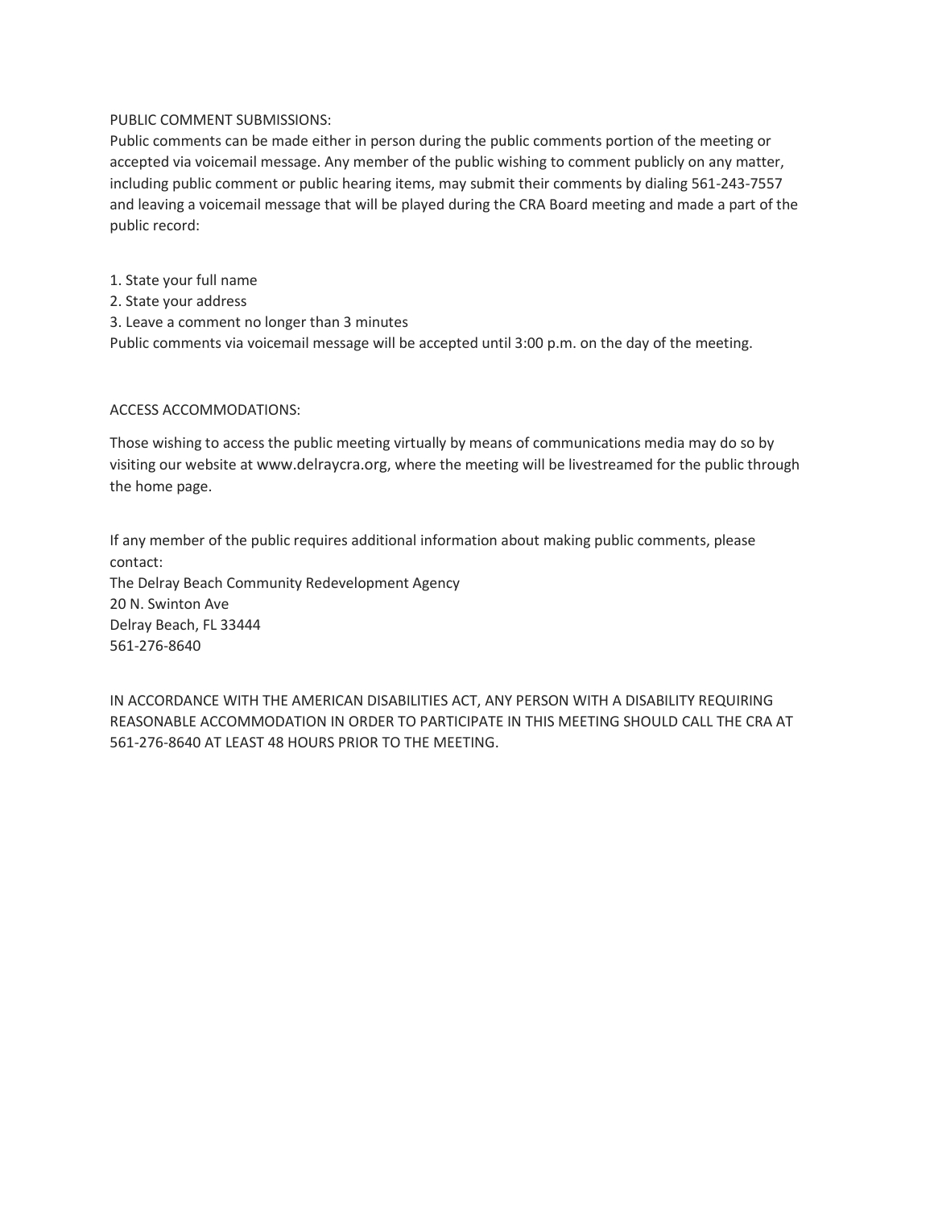PUBLIC COMMENT SUBMISSIONS:

Public comments can be made either in person during the public comments portion of the meeting or accepted via voicemail message. Any member of the public wishing to comment publicly on any matter, including public comment or public hearing items, may submit their comments by dialing 561-243-7557 and leaving a voicemail message that will be played during the CRA Board meeting and made a part of the public record:

1. State your full name
2. State your address
3. Leave a comment no longer than 3 minutes

Public comments via voicemail message will be accepted until 3:00 p.m. on the day of the meeting.

ACCESS ACCOMMODATIONS:

Those wishing to access the public meeting virtually by means of communications media may do so by visiting our website at www.delraycra.org, where the meeting will be livestreamed for the public through the home page.

If any member of the public requires additional information about making public comments, please contact:
The Delray Beach Community Redevelopment Agency
20 N. Swinton Ave
Delray Beach, FL 33444
561-276-8640

IN ACCORDANCE WITH THE AMERICAN DISABILITIES ACT, ANY PERSON WITH A DISABILITY REQUIRING REASONABLE ACCOMMODATION IN ORDER TO PARTICIPATE IN THIS MEETING SHOULD CALL THE CRA AT 561-276-8640 AT LEAST 48 HOURS PRIOR TO THE MEETING.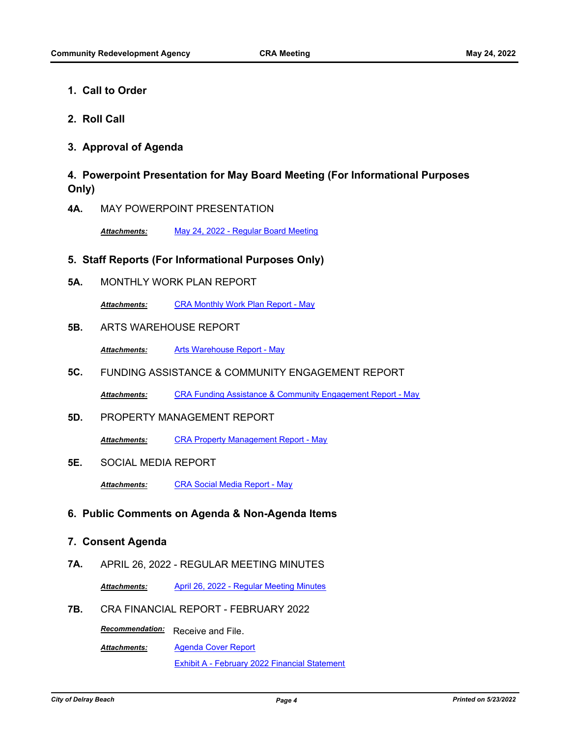## 1. Call to Order

## 2. Roll Call

## 3. Approval of Agenda

## 4. Powerpoint Presentation for May Board Meeting (For Informational Purposes Only)

**4A.** MAY POWERPOINT PRESENTATION

***Attachments:*** May 24, 2022 - Regular Board Meeting

## 5. Staff Reports (For Informational Purposes Only)

**5A.** MONTHLY WORK PLAN REPORT

***Attachments:*** CRA Monthly Work Plan Report - May

**5B.** ARTS WAREHOUSE REPORT

***Attachments:*** Arts Warehouse Report - May

**5C.** FUNDING ASSISTANCE & COMMUNITY ENGAGEMENT REPORT

***Attachments:*** CRA Funding Assistance & Community Engagement Report - May

**5D.** PROPERTY MANAGEMENT REPORT

***Attachments:*** CRA Property Management Report - May

**5E.** SOCIAL MEDIA REPORT

***Attachments:*** CRA Social Media Report - May

## 6. Public Comments on Agenda & Non-Agenda Items

## 7. Consent Agenda

**7A.** APRIL 26, 2022 - REGULAR MEETING MINUTES

***Attachments:*** April 26, 2022 - Regular Meeting Minutes

**7B.** CRA FINANCIAL REPORT - FEBRUARY 2022

***Recommendation:*** Receive and File.

***Attachments:*** Agenda Cover Report

Exhibit A - February 2022 Financial Statement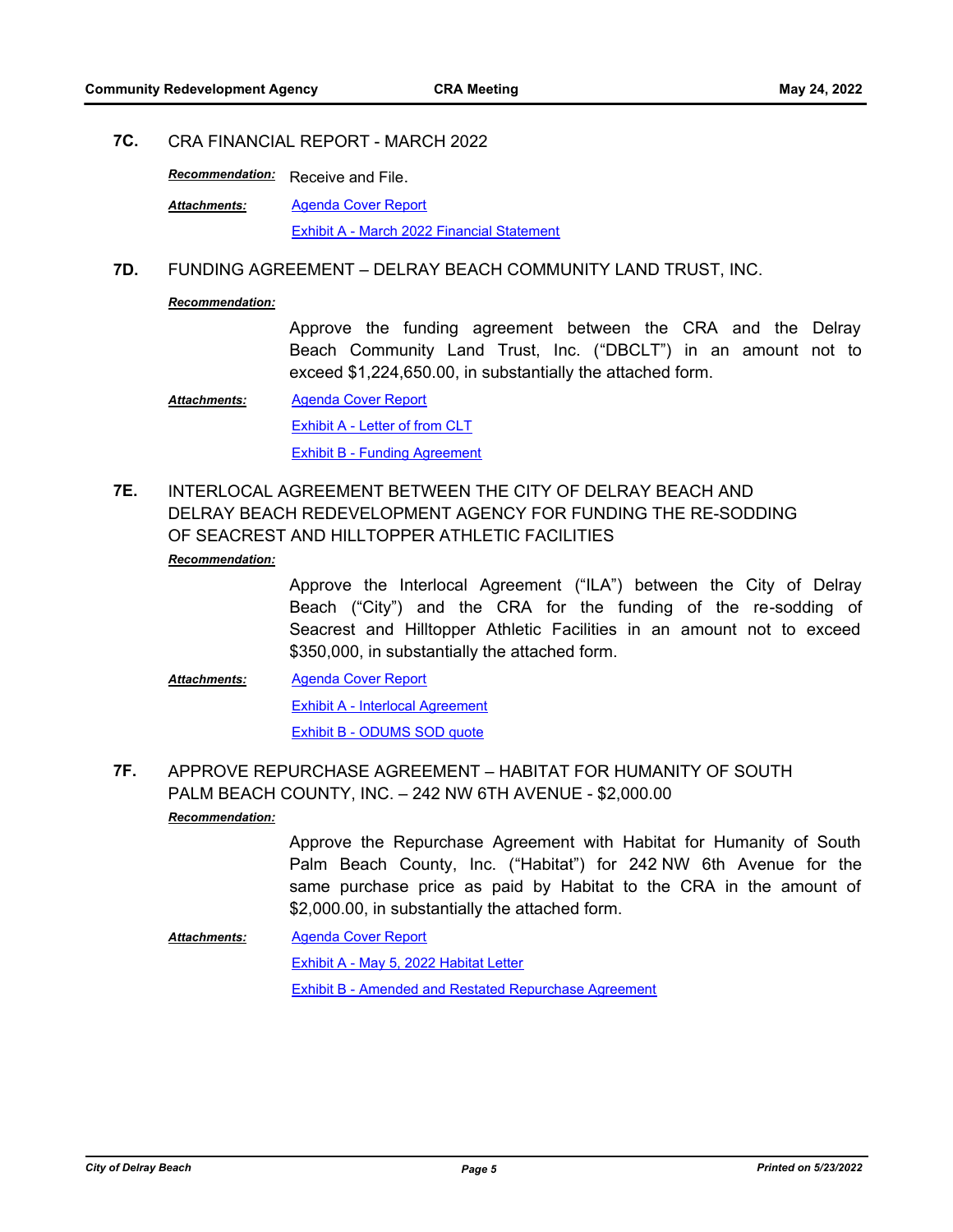### 7C. CRA FINANCIAL REPORT - MARCH 2022

***Recommendation:*** Receive and File.

***Attachments:*** Agenda Cover Report
Exhibit A - March 2022 Financial Statement

### 7D. FUNDING AGREEMENT – DELRAY BEACH COMMUNITY LAND TRUST, INC.

***Recommendation:***

Approve the funding agreement between the CRA and the Delray Beach Community Land Trust, Inc. ("DBCLT") in an amount not to exceed $1,224,650.00, in substantially the attached form.

***Attachments:*** Agenda Cover Report
Exhibit A - Letter of from CLT
Exhibit B - Funding Agreement

### 7E. INTERLOCAL AGREEMENT BETWEEN THE CITY OF DELRAY BEACH AND DELRAY BEACH REDEVELOPMENT AGENCY FOR FUNDING THE RE-SODDING OF SEACREST AND HILLTOPPER ATHLETIC FACILITIES

***Recommendation:***

Approve the Interlocal Agreement ("ILA") between the City of Delray Beach ("City") and the CRA for the funding of the re-sodding of Seacrest and Hilltopper Athletic Facilities in an amount not to exceed $350,000, in substantially the attached form.

***Attachments:*** Agenda Cover Report
Exhibit A - Interlocal Agreement
Exhibit B - ODUMS SOD quote

### 7F. APPROVE REPURCHASE AGREEMENT – HABITAT FOR HUMANITY OF SOUTH PALM BEACH COUNTY, INC. – 242 NW 6TH AVENUE - $2,000.00

***Recommendation:***

Approve the Repurchase Agreement with Habitat for Humanity of South Palm Beach County, Inc. ("Habitat") for 242 NW 6th Avenue for the same purchase price as paid by Habitat to the CRA in the amount of $2,000.00, in substantially the attached form.

***Attachments:*** Agenda Cover Report
Exhibit A - May 5, 2022 Habitat Letter
Exhibit B - Amended and Restated Repurchase Agreement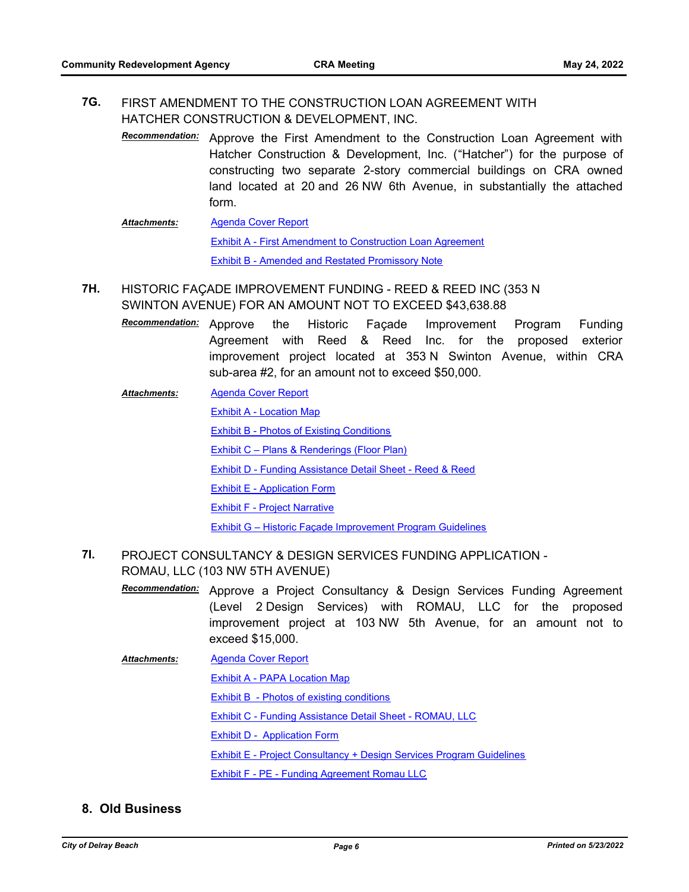**7G.** FIRST AMENDMENT TO THE CONSTRUCTION LOAN AGREEMENT WITH HATCHER CONSTRUCTION & DEVELOPMENT, INC.

***Recommendation:*** Approve the First Amendment to the Construction Loan Agreement with Hatcher Construction & Development, Inc. ("Hatcher") for the purpose of constructing two separate 2-story commercial buildings on CRA owned land located at 20 and 26 NW 6th Avenue, in substantially the attached form.

***Attachments:***
- Agenda Cover Report
- Exhibit A - First Amendment to Construction Loan Agreement
- Exhibit B - Amended and Restated Promissory Note

**7H.** HISTORIC FAÇADE IMPROVEMENT FUNDING - REED & REED INC (353 N SWINTON AVENUE) FOR AN AMOUNT NOT TO EXCEED $43,638.88

***Recommendation:*** Approve the Historic Façade Improvement Program Funding Agreement with Reed & Reed Inc. for the proposed exterior improvement project located at 353 N Swinton Avenue, within CRA sub-area #2, for an amount not to exceed $50,000.

***Attachments:***
- Agenda Cover Report
- Exhibit A - Location Map
- Exhibit B - Photos of Existing Conditions
- Exhibit C – Plans & Renderings (Floor Plan)
- Exhibit D - Funding Assistance Detail Sheet - Reed & Reed
- Exhibit E - Application Form
- Exhibit F - Project Narrative
- Exhibit G – Historic Façade Improvement Program Guidelines

**7I.** PROJECT CONSULTANCY & DESIGN SERVICES FUNDING APPLICATION - ROMAU, LLC (103 NW 5TH AVENUE)

***Recommendation:*** Approve a Project Consultancy & Design Services Funding Agreement (Level 2 Design Services) with ROMAU, LLC for the proposed improvement project at 103 NW 5th Avenue, for an amount not to exceed $15,000.

***Attachments:***
- Agenda Cover Report
- Exhibit A - PAPA Location Map
- Exhibit B - Photos of existing conditions
- Exhibit C - Funding Assistance Detail Sheet - ROMAU, LLC
- Exhibit D - Application Form
- Exhibit E - Project Consultancy + Design Services Program Guidelines
- Exhibit F - PE - Funding Agreement Romau LLC

## 8. Old Business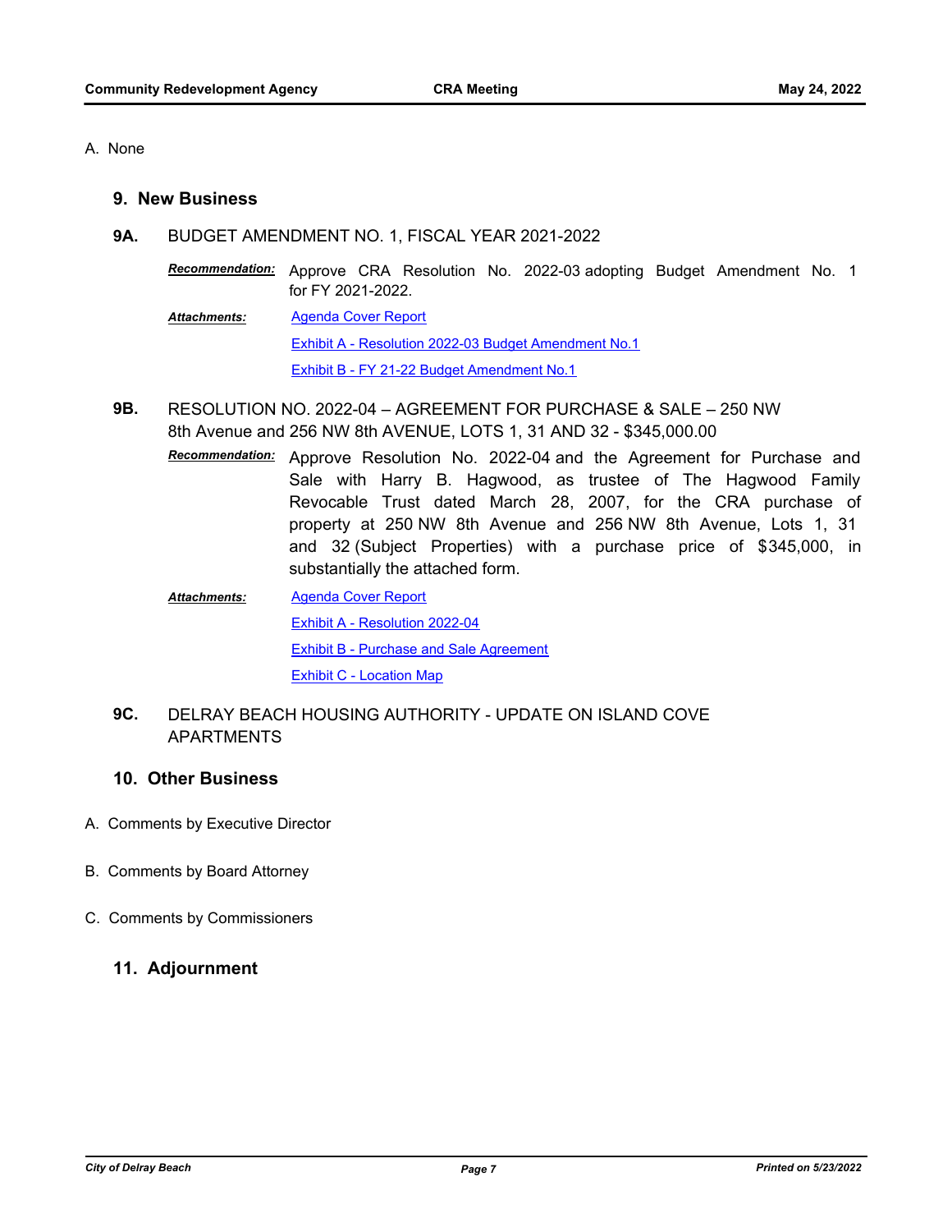A. None

## 9. New Business

**9A.** BUDGET AMENDMENT NO. 1, FISCAL YEAR 2021-2022

***Recommendation:*** Approve CRA Resolution No. 2022-03 adopting Budget Amendment No. 1 for FY 2021-2022.

***Attachments:*** Agenda Cover Report
Exhibit A - Resolution 2022-03 Budget Amendment No.1
Exhibit B - FY 21-22 Budget Amendment No.1

**9B.** RESOLUTION NO. 2022-04 – AGREEMENT FOR PURCHASE & SALE – 250 NW 8th Avenue and 256 NW 8th AVENUE, LOTS 1, 31 AND 32 - $345,000.00

***Recommendation:*** Approve Resolution No. 2022-04 and the Agreement for Purchase and Sale with Harry B. Hagwood, as trustee of The Hagwood Family Revocable Trust dated March 28, 2007, for the CRA purchase of property at 250 NW 8th Avenue and 256 NW 8th Avenue, Lots 1, 31 and 32 (Subject Properties) with a purchase price of $345,000, in substantially the attached form.

***Attachments:*** Agenda Cover Report
Exhibit A - Resolution 2022-04
Exhibit B - Purchase and Sale Agreement
Exhibit C - Location Map

**9C.** DELRAY BEACH HOUSING AUTHORITY - UPDATE ON ISLAND COVE APARTMENTS

## 10. Other Business

A. Comments by Executive Director

B. Comments by Board Attorney

C. Comments by Commissioners

## 11. Adjournment